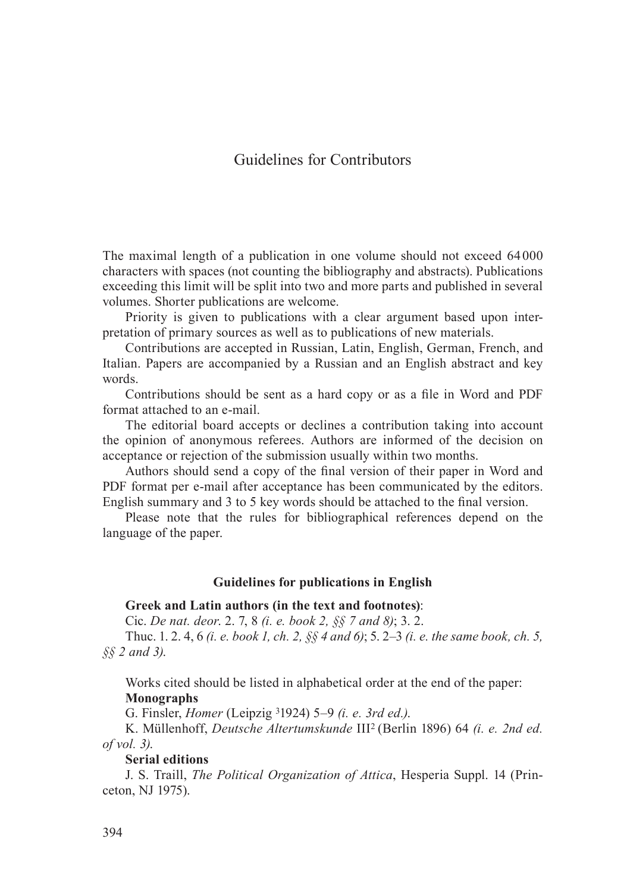# Guidelines for Contributors

The maximal length of a publication in one volume should not exceed 64 000 characters with spaces (not counting the bibliography and abstracts). Publications exceeding this limit will be split into two and more parts and published in several volumes. Shorter publications are welcome.

Priority is given to publications with a clear argument based upon interpretation of primary sources as well as to publications of new materials.

Contributions are accepted in Russian, Latin, English, German, French, and Italian. Papers are accompanied by a Russian and an English abstract and key words.

Contributions should be sent as a hard copy or as a file in Word and PDF format attached to an e-mail.

The editorial board accepts or declines a contribution taking into account the opinion of anonymous referees. Authors are informed of the decision on acceptance or rejection of the submission usually within two months.

Authors should send a copy of the final version of their paper in Word and PDF format per e-mail after acceptance has been communicated by the editors. English summary and 3 to 5 key words should be attached to the final version.

Please note that the rules for bibliographical references depend on the language of the paper.

### Guidelines for publications in English

**Greek and Latin authors (in the text and footnotes)**:

Cic. *De nat. deor.* 2. 7, 8 *(i. e. book 2, §§ 7 and 8)*; 3. 2.

Thuc. 1. 2. 4, 6 *(i. e. book 1, ch. 2, §§ 4 and 6)*; 5. 2–3 *(i. e. the same book, ch. 5, §§ 2 and 3).*

Works cited should be listed in alphabetical order at the end of the paper:

**Monographs**

G. Finsler, *Homer* (Leipzig $^{3}$1924) 5–9 *(i. e. 3rd ed.).*

K. Müllenhoff, *Deutsche Altertumskunde* III$^{2}$ (Berlin 1896) 64 *(i. e. 2nd ed. of vol. 3).*

**Serial editions**

J. S. Traill, *The Political Organization of Attica*, Hesperia Suppl. 14 (Princeton, NJ 1975).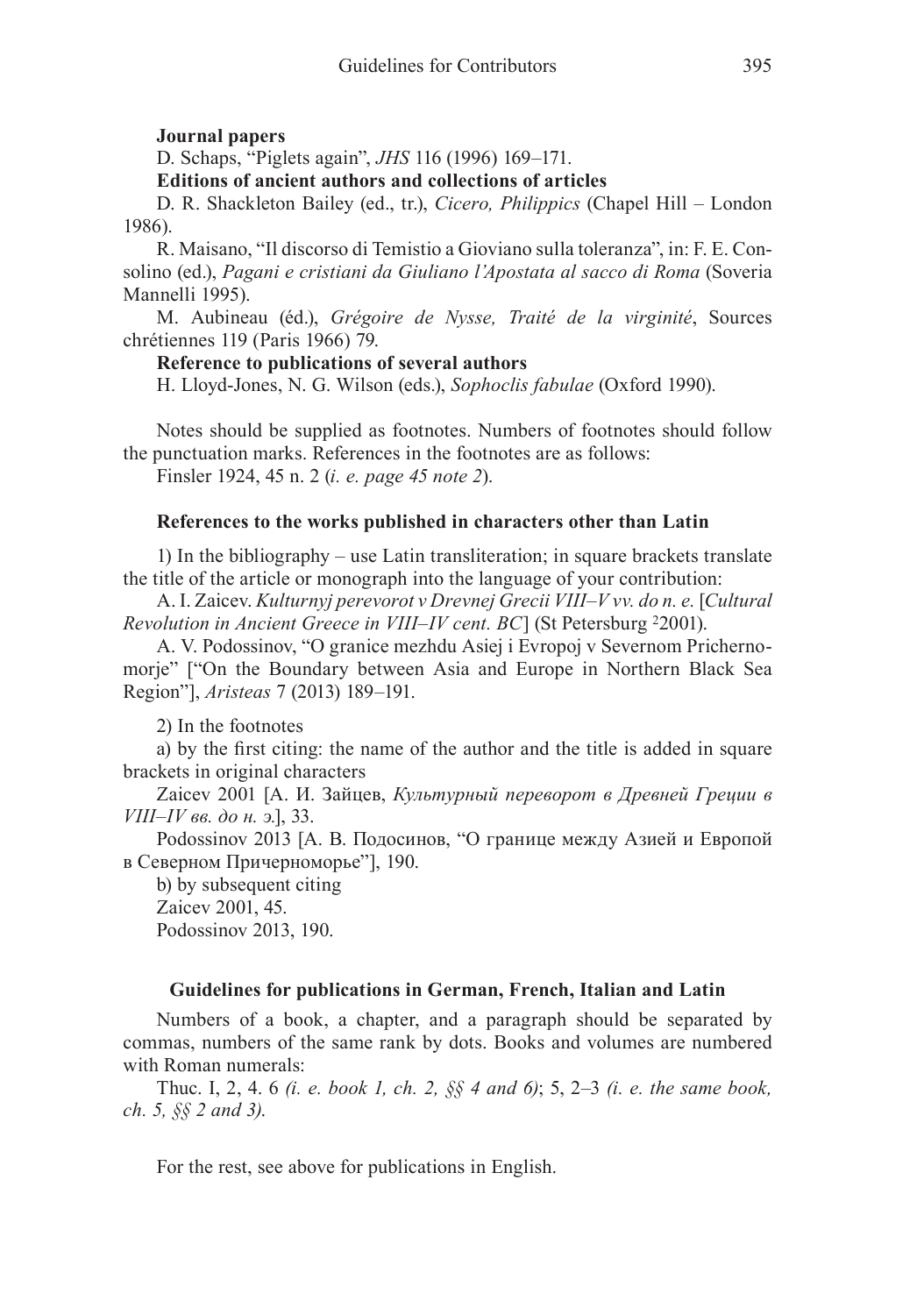**Journal papers**

D. Schaps, "Piglets again", *JHS* 116 (1996) 169–171.

**Editions of ancient authors and collections of articles**

D. R. Shackleton Bailey (ed., tr.), *Cicero, Philippics* (Chapel Hill – London 1986).

R. Maisano, "Il discorso di Temistio a Gioviano sulla toleranza", in: F. E. Consolino (ed.), *Pagani e cristiani da Giuliano l'Apostata al sacco di Roma* (Soveria Mannelli 1995).

M. Aubineau (éd.), *Grégoire de Nysse, Traité de la virginité*, Sources chrétiennes 119 (Paris 1966) 79.

**Reference to publications of several authors**

H. Lloyd-Jones, N. G. Wilson (eds.), *Sophoclis fabulae* (Oxford 1990).

Notes should be supplied as footnotes. Numbers of footnotes should follow the punctuation marks. References in the footnotes are as follows:

Finsler 1924, 45 n. 2 (*i. e. page 45 note 2*).

### References to the works published in characters other than Latin

1) In the bibliography – use Latin transliteration; in square brackets translate the title of the article or monograph into the language of your contribution:

A. I. Zaicev. *Kulturnyj perevorot v Drevnej Grecii VIII–V vv. do n. e.* [*Cultural Revolution in Ancient Greece in VIII–IV cent. BC*] (St Petersburg [2]2001).

A. V. Podossinov, "O granice mezhdu Asiej i Evropoj v Severnom Prichernomorje" ["On the Boundary between Asia and Europe in Northern Black Sea Region"], *Aristeas* 7 (2013) 189–191.

2) In the footnotes

a) by the first citing: the name of the author and the title is added in square brackets in original characters

Zaicev 2001 [А. И. Зайцев, *Культурный переворот в Древней Греции в VIII–IV вв. до н. э.*], 33.

Podossinov 2013 [А. В. Подосинов, "О границе между Азией и Европой в Северном Причерноморье"], 190.

b) by subsequent citing

Zaicev 2001, 45.

Podossinov 2013, 190.

### Guidelines for publications in German, French, Italian and Latin

Numbers of a book, a chapter, and a paragraph should be separated by commas, numbers of the same rank by dots. Books and volumes are numbered with Roman numerals:

Thuc. I, 2, 4. 6 *(i. e. book 1, ch. 2, §§ 4 and 6)*; 5, 2–3 *(i. e. the same book, ch. 5, §§ 2 and 3).*

For the rest, see above for publications in English.